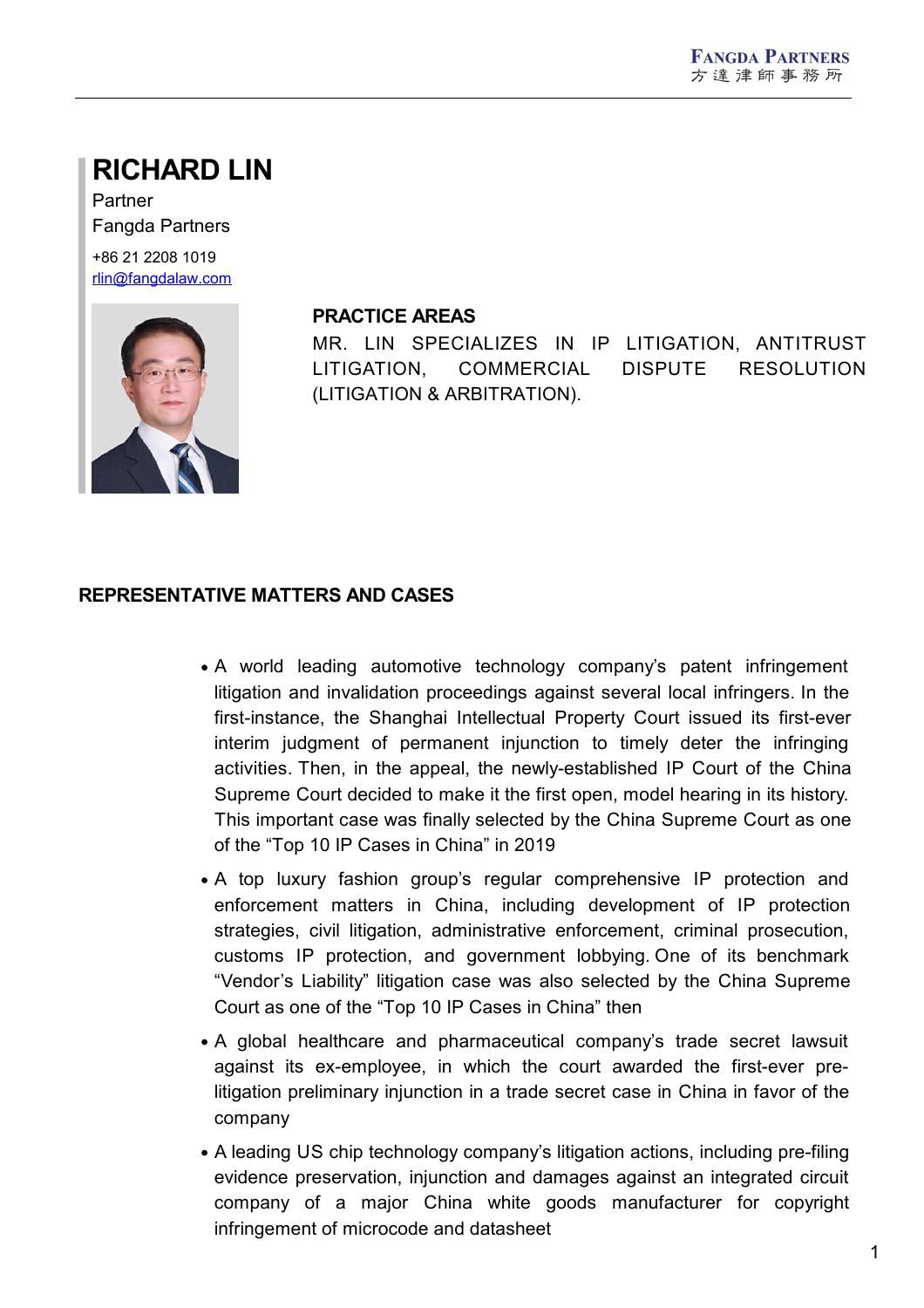# RICHARD LIN

Partner

Fangda Partners

+86 21 2208 1019

rlin@fangdalaw.com

## PRACTICE AREAS

MR. LIN SPECIALIZES IN IP LITIGATION, ANTITRUST LITIGATION, COMMERCIAL DISPUTE RESOLUTION (LITIGATION & ARBITRATION).

## REPRESENTATIVE MATTERS AND CASES

- A world leading automotive technology company's patent infringement litigation and invalidation proceedings against several local infringers. In the first-instance, the Shanghai Intellectual Property Court issued its first-ever interim judgment of permanent injunction to timely deter the infringing activities. Then, in the appeal, the newly-established IP Court of the China Supreme Court decided to make it the first open, model hearing in its history. This important case was finally selected by the China Supreme Court as one of the "Top 10 IP Cases in China" in 2019
- A top luxury fashion group's regular comprehensive IP protection and enforcement matters in China, including development of IP protection strategies, civil litigation, administrative enforcement, criminal prosecution, customs IP protection, and government lobbying. One of its benchmark "Vendor's Liability" litigation case was also selected by the China Supreme Court as one of the "Top 10 IP Cases in China" then
- A global healthcare and pharmaceutical company's trade secret lawsuit against its ex-employee, in which the court awarded the first-ever pre-litigation preliminary injunction in a trade secret case in China in favor of the company
- A leading US chip technology company's litigation actions, including pre-filing evidence preservation, injunction and damages against an integrated circuit company of a major China white goods manufacturer for copyright infringement of microcode and datasheet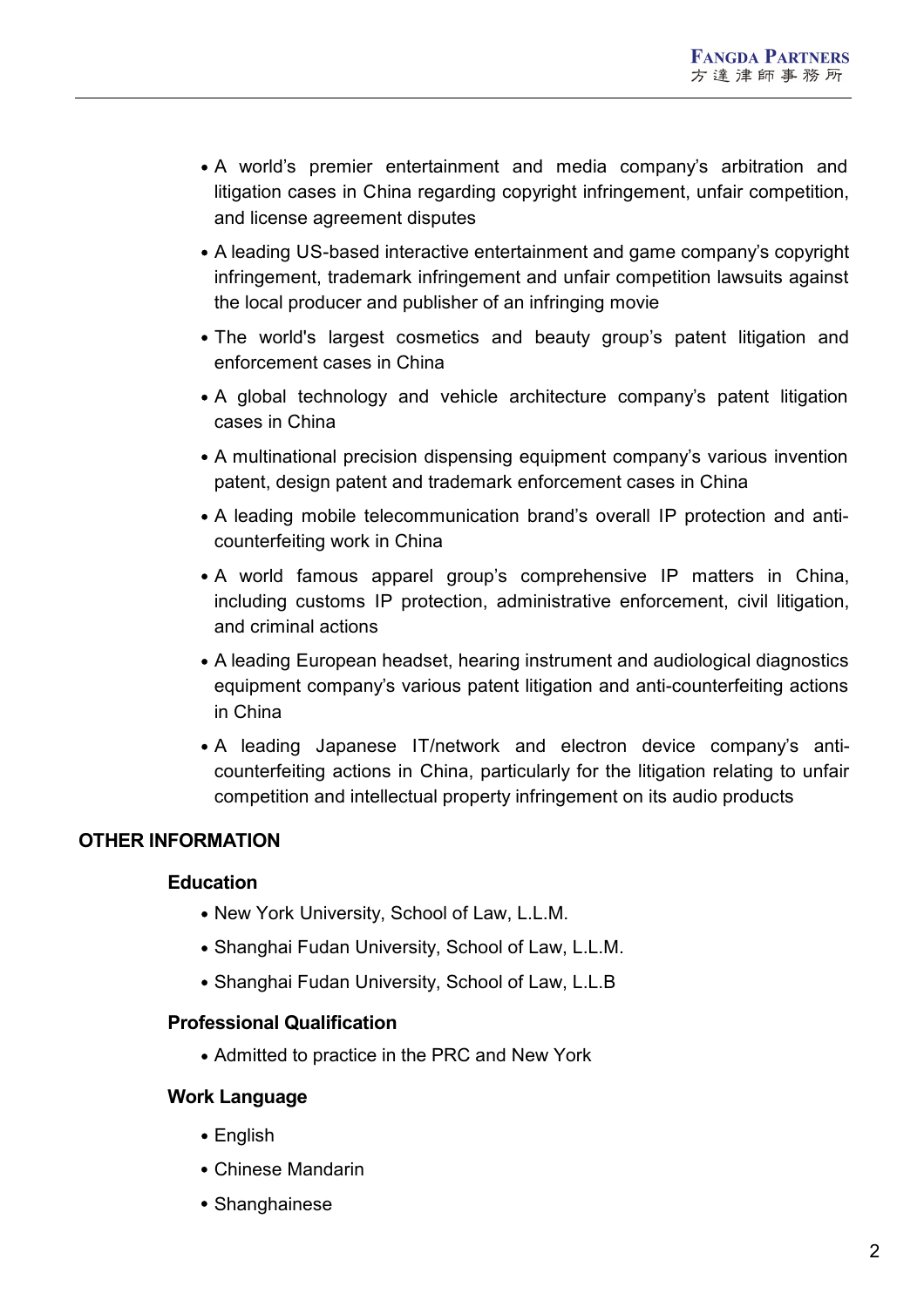- A world's premier entertainment and media company's arbitration and litigation cases in China regarding copyright infringement, unfair competition, and license agreement disputes
- A leading US-based interactive entertainment and game company's copyright infringement, trademark infringement and unfair competition lawsuits against the local producer and publisher of an infringing movie
- The world's largest cosmetics and beauty group's patent litigation and enforcement cases in China
- A global technology and vehicle architecture company's patent litigation cases in China
- A multinational precision dispensing equipment company's various invention patent, design patent and trademark enforcement cases in China
- A leading mobile telecommunication brand's overall IP protection and anti-counterfeiting work in China
- A world famous apparel group's comprehensive IP matters in China, including customs IP protection, administrative enforcement, civil litigation, and criminal actions
- A leading European headset, hearing instrument and audiological diagnostics equipment company's various patent litigation and anti-counterfeiting actions in China
- A leading Japanese IT/network and electron device company's anti-counterfeiting actions in China, particularly for the litigation relating to unfair competition and intellectual property infringement on its audio products

## OTHER INFORMATION

### Education

- New York University, School of Law, L.L.M.
- Shanghai Fudan University, School of Law, L.L.M.
- Shanghai Fudan University, School of Law, L.L.B

### Professional Qualification

- Admitted to practice in the PRC and New York

### Work Language

- English
- Chinese Mandarin
- Shanghainese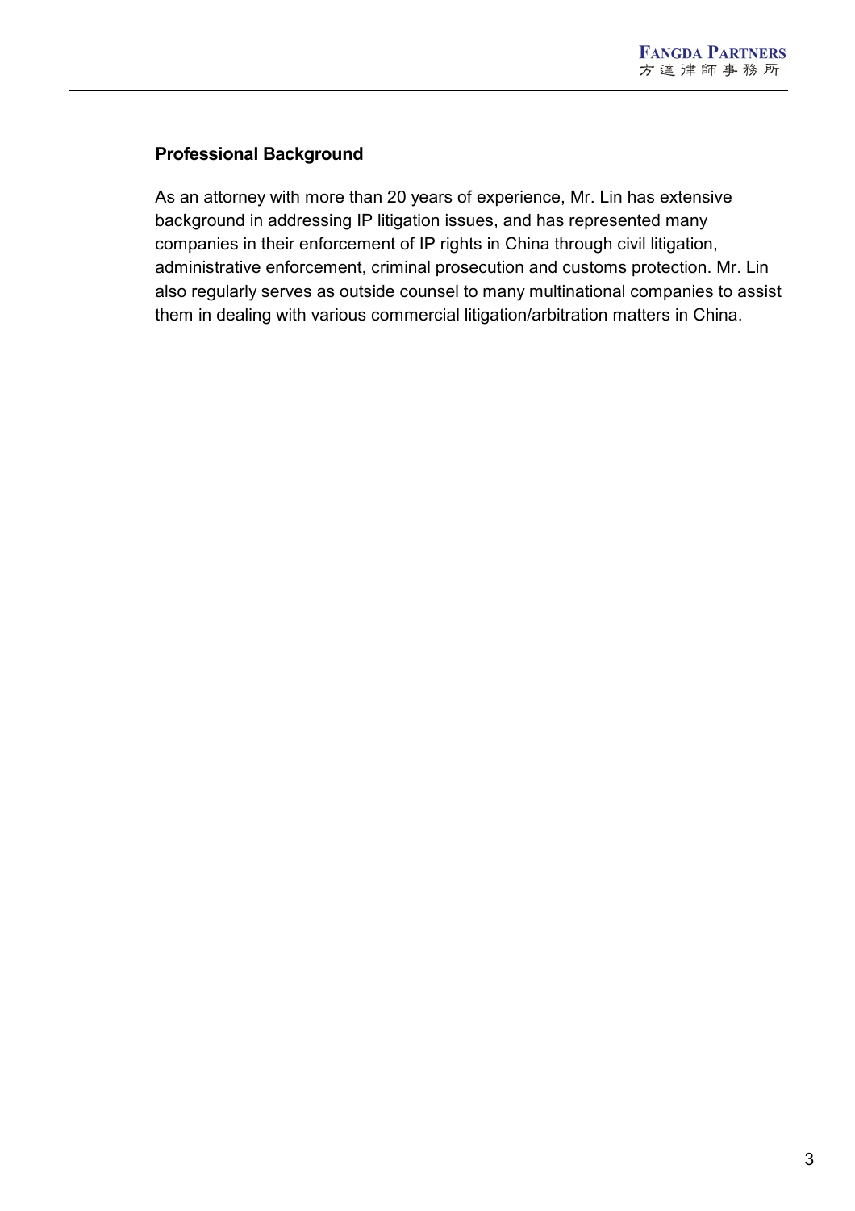**Professional Background**

As an attorney with more than 20 years of experience, Mr. Lin has extensive background in addressing IP litigation issues, and has represented many companies in their enforcement of IP rights in China through civil litigation, administrative enforcement, criminal prosecution and customs protection. Mr. Lin also regularly serves as outside counsel to many multinational companies to assist them in dealing with various commercial litigation/arbitration matters in China.